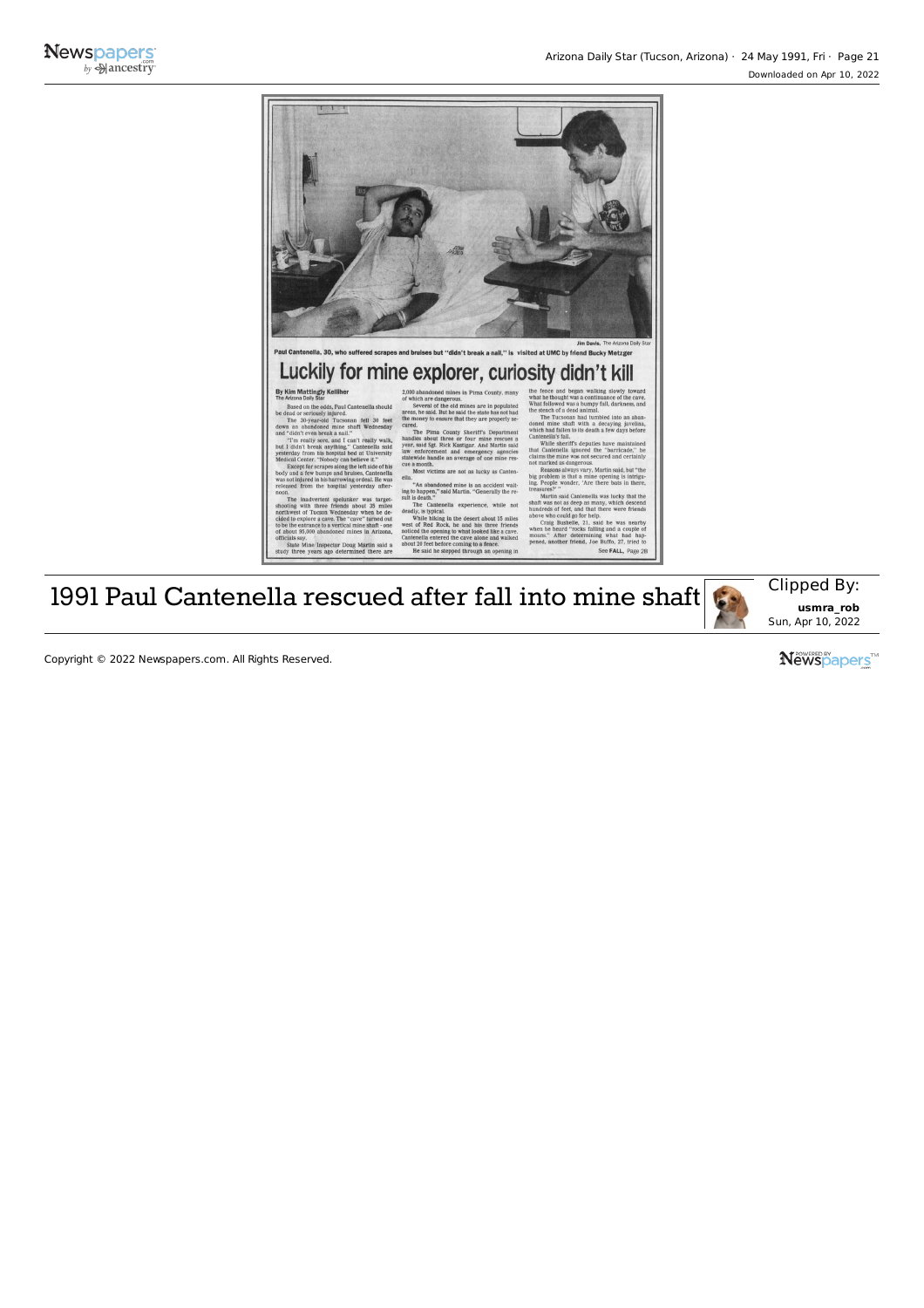Paul Cantenella, 30, who suffered scrapes and bruises but "didn't break a nail," is visited at UMC by friend Bucky Metzger

Jim Davis, The Arizona Daily Star

# Luckily for mine explorer, curiosity didn't kill

**By Kim Mattingly Kelliher**
The Arizona Daily Star

Based on the odds, Paul Cantenella should be dead or seriously injured.

The 30-year-old Tucsonan fell 30 feet down an abandoned mine shaft Wednesday and "didn't even break a nail."

"I'm really sore, and I can't really walk, but I didn't break anything," Cantenella said yesterday from his hospital bed at University Medical Center. "Nobody can believe it."

Except for scrapes along the left side of his body and a few bumps and bruises, Cantenella was not injured in his harrowing ordeal. He was released from the hospital yesterday afternoon.

The inadvertent spelunker was target-shooting with three friends about 35 miles northwest of Tucson Wednesday when he decided to explore a cave. The "cave" turned out to be the entrance to a vertical mine shaft - one of about 95,000 abandoned mines in Arizona, officials say.

State Mine Inspector Doug Martin said a study three years ago determined there are 2,000 abandoned mines in Pima County, many of which are dangerous.

Several of the old mines are in populated areas, he said. But he said the state has not had the money to ensure that they are properly secured.

The Pima County Sheriff's Department handles about three or four mine rescues a year, said Sgt. Rick Kastigar. And Martin said law enforcement and emergency agencies statewide handle an average of one mine rescue a month.

Most victims are not as lucky as Cantenella.

"An abandoned mine is an accident waiting to happen," said Martin. "Generally the result is death."

The Cantenella experience, while not deadly, is typical.

While hiking in the desert about 15 miles west of Red Rock, he and his three friends noticed the opening to what looked like a cave. Cantenella entered the cave alone and walked about 20 feet before coming to a fence.

He said he stepped through an opening in the fence and began walking slowly toward what he thought was a continuance of the cave. What followed was a bumpy fall, darkness, and the stench of a dead animal.

The Tucsonan had tumbled into an abandoned mine shaft with a decaying javelina, which had fallen to its death a few days before Cantenella's fall.

While sheriff's deputies have maintained that Cantenella ignored the "barricade," he claims the mine was not secured and certainly not marked as dangerous.

Reasons always vary, Martin said, but "the big problem is that a mine opening is intriguing. People wonder, 'Are there bats in there, treasures?' "

Martin said Cantenella was lucky that the shaft was not as deep as many, which descend hundreds of feet, and that there were friends above who could go for help.

Craig Bushelle, 21, said he was nearby when he heard "rocks falling and a couple of moans." After determining what had happened, another friend, Joe Buffo, 27, tried to

See FALL, Page 2B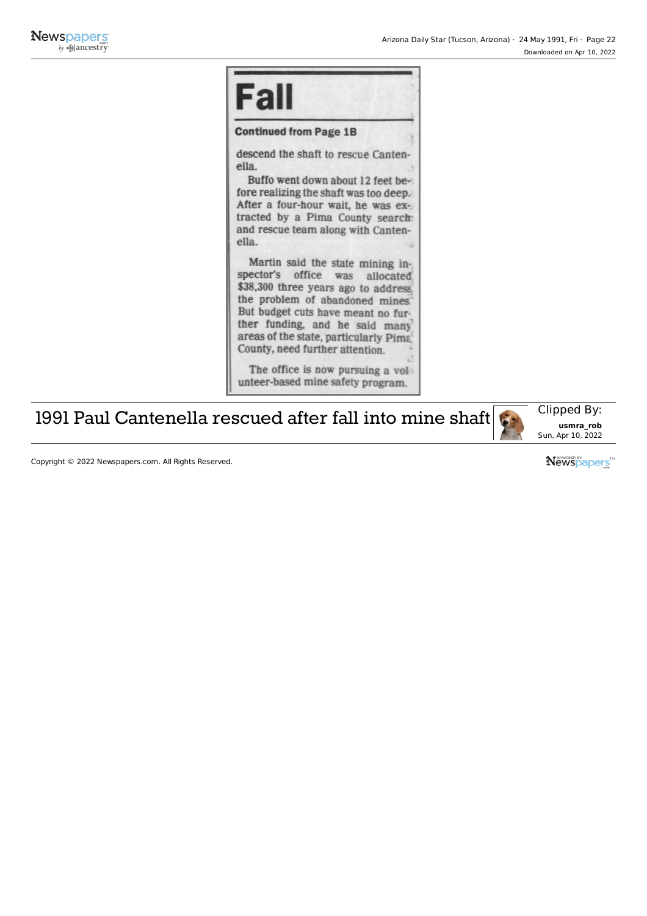# Fall

**Continued from Page 1B**

descend the shaft to rescue Cantenella.

Buffo went down about 12 feet before realizing the shaft was too deep. After a four-hour wait, he was extracted by a Pima County search and rescue team along with Cantenella.

Martin said the state mining inspector's office was allocated $38,300 three years ago to address the problem of abandoned mines. But budget cuts have meant no further funding, and he said many areas of the state, particularly Pima County, need further attention.

The office is now pursuing a volunteer-based mine safety program.

1991 Paul Cantenella rescued after fall into mine shaft

Clipped By: **usmra_rob** Sun, Apr 10, 2022